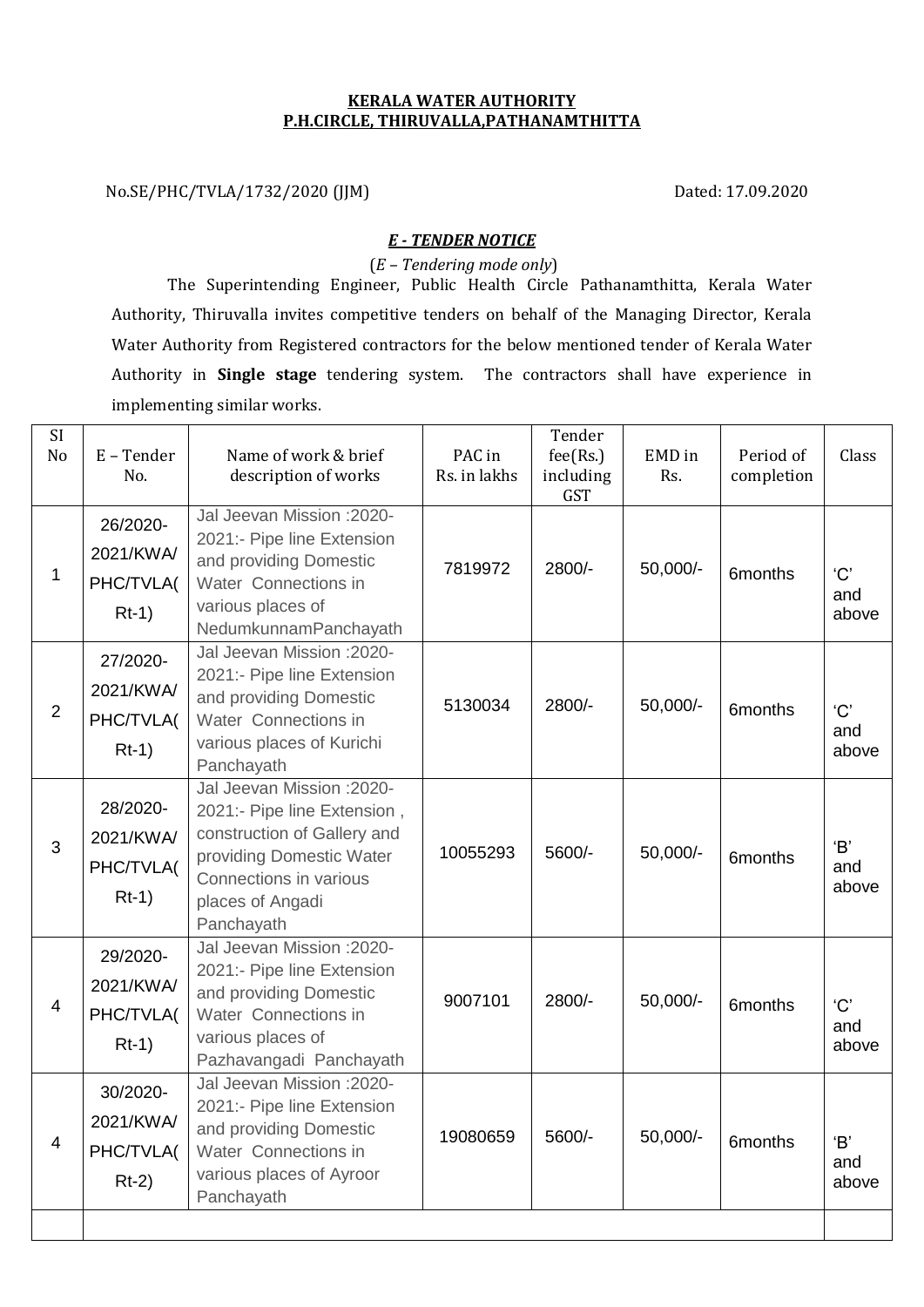**KERALA WATER AUTHORITY**
**P.H.CIRCLE, THIRUVALLA,PATHANAMTHITTA**

No.SE/PHC/TVLA/1732/2020 (JJM)　　　　　　　　　　　　　　　　Dated: 17.09.2020

***E - TENDER NOTICE***

(*E – Tendering mode only*)

The Superintending Engineer, Public Health Circle Pathanamthitta, Kerala Water Authority, Thiruvalla invites competitive tenders on behalf of the Managing Director, Kerala Water Authority from Registered contractors for the below mentioned tender of Kerala Water Authority in **Single stage** tendering system. The contractors shall have experience in implementing similar works.

| Sl No | E – Tender No. | Name of work & brief description of works | PAC in Rs. in lakhs | Tender fee(Rs.) including GST | EMD in Rs. | Period of completion | Class |
|---|---|---|---|---|---|---|---|
| 1 | 26/2020-2021/KWA/ PHC/TVLA( Rt-1) | Jal Jeevan Mission :2020-2021:- Pipe line Extension and providing Domestic Water Connections in various places of NedumkunnamPanchayath | 7819972 | 2800/- | 50,000/- | 6months | 'C' and above |
| 2 | 27/2020-2021/KWA/ PHC/TVLA( Rt-1) | Jal Jeevan Mission :2020-2021:- Pipe line Extension and providing Domestic Water Connections in various places of Kurichi Panchayath | 5130034 | 2800/- | 50,000/- | 6months | 'C' and above |
| 3 | 28/2020-2021/KWA/ PHC/TVLA( Rt-1) | Jal Jeevan Mission :2020-2021:- Pipe line Extension , construction of Gallery and providing Domestic Water Connections in various places of Angadi Panchayath | 10055293 | 5600/- | 50,000/- | 6months | 'B' and above |
| 4 | 29/2020-2021/KWA/ PHC/TVLA( Rt-1) | Jal Jeevan Mission :2020-2021:- Pipe line Extension and providing Domestic Water Connections in various places of Pazhavangadi Panchayath | 9007101 | 2800/- | 50,000/- | 6months | 'C' and above |
| 4 | 30/2020-2021/KWA/ PHC/TVLA( Rt-2) | Jal Jeevan Mission :2020-2021:- Pipe line Extension and providing Domestic Water Connections in various places of Ayroor Panchayath | 19080659 | 5600/- | 50,000/- | 6months | 'B' and above |
| | | | | | | | |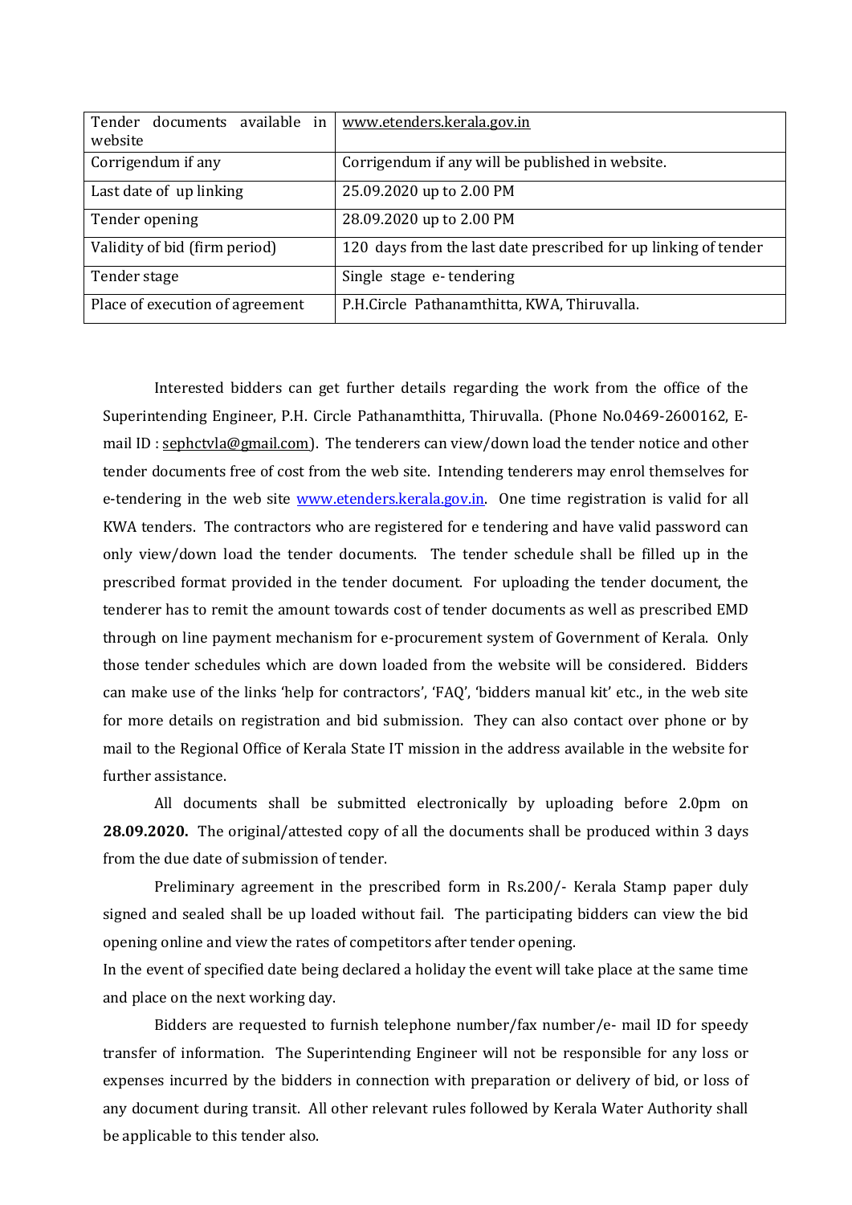| Tender documents available in website | www.etenders.kerala.gov.in |
|---|---|
| Corrigendum if any | Corrigendum if any will be published in website. |
| Last date of up linking | 25.09.2020 up to 2.00 PM |
| Tender opening | 28.09.2020 up to 2.00 PM |
| Validity of bid (firm period) | 120 days from the last date prescribed for up linking of tender |
| Tender stage | Single stage e- tendering |
| Place of execution of agreement | P.H.Circle Pathanamthitta, KWA, Thiruvalla. |

Interested bidders can get further details regarding the work from the office of the Superintending Engineer, P.H. Circle Pathanamthitta, Thiruvalla. (Phone No.0469-2600162, E-mail ID : sephctvla@gmail.com). The tenderers can view/down load the tender notice and other tender documents free of cost from the web site. Intending tenderers may enrol themselves for e-tendering in the web site www.etenders.kerala.gov.in. One time registration is valid for all KWA tenders. The contractors who are registered for e tendering and have valid password can only view/down load the tender documents. The tender schedule shall be filled up in the prescribed format provided in the tender document. For uploading the tender document, the tenderer has to remit the amount towards cost of tender documents as well as prescribed EMD through on line payment mechanism for e-procurement system of Government of Kerala. Only those tender schedules which are down loaded from the website will be considered. Bidders can make use of the links 'help for contractors', 'FAQ', 'bidders manual kit' etc., in the web site for more details on registration and bid submission. They can also contact over phone or by mail to the Regional Office of Kerala State IT mission in the address available in the website for further assistance.

All documents shall be submitted electronically by uploading before 2.0pm on **28.09.2020.** The original/attested copy of all the documents shall be produced within 3 days from the due date of submission of tender.

Preliminary agreement in the prescribed form in Rs.200/- Kerala Stamp paper duly signed and sealed shall be up loaded without fail. The participating bidders can view the bid opening online and view the rates of competitors after tender opening.

In the event of specified date being declared a holiday the event will take place at the same time and place on the next working day.

Bidders are requested to furnish telephone number/fax number/e- mail ID for speedy transfer of information. The Superintending Engineer will not be responsible for any loss or expenses incurred by the bidders in connection with preparation or delivery of bid, or loss of any document during transit. All other relevant rules followed by Kerala Water Authority shall be applicable to this tender also.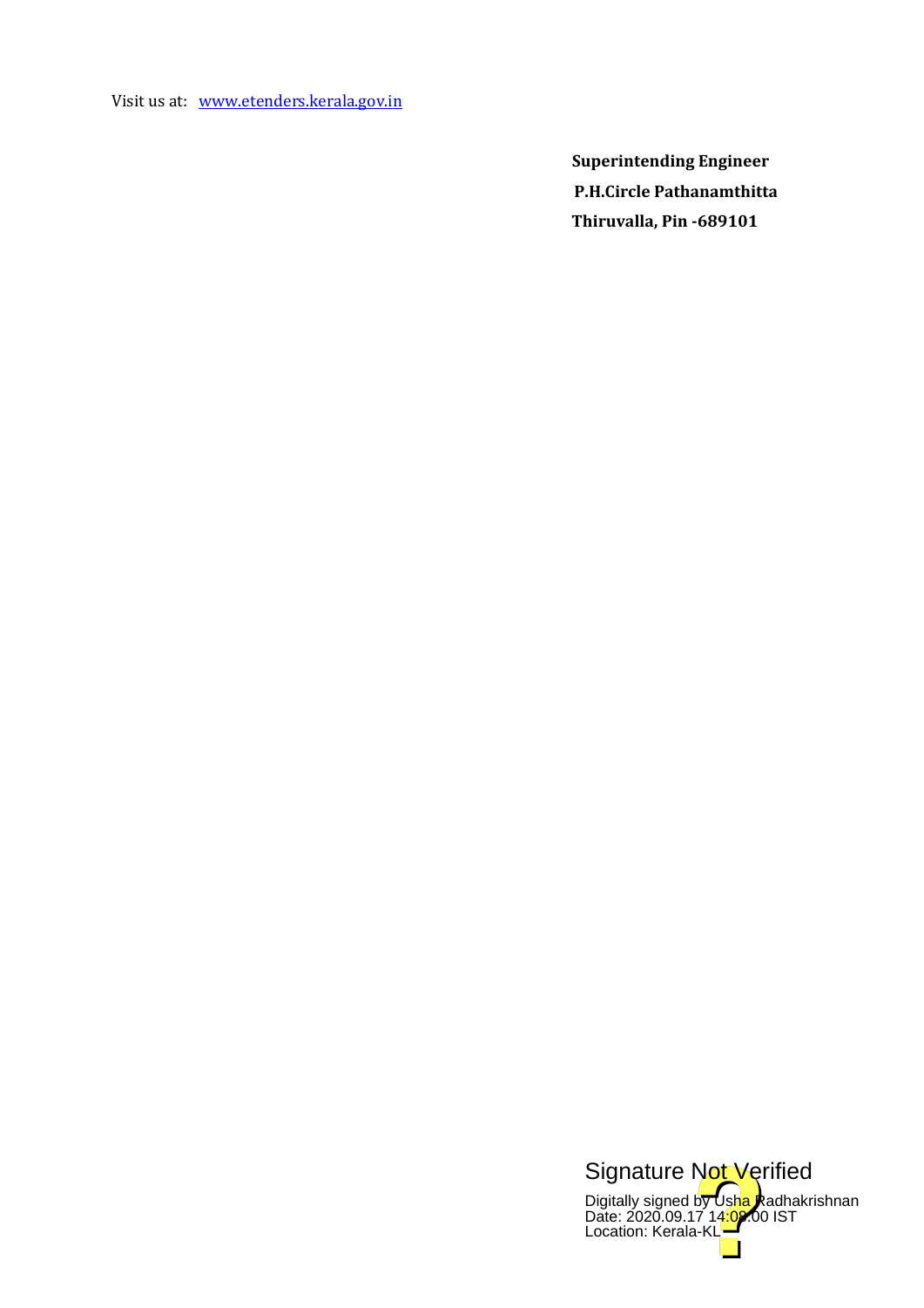Visit us at: [www.etenders.kerala.gov.in](http://www.etenders.kerala.gov.in)

**Superintending Engineer**
**P.H.Circle Pathanamthitta**
**Thiruvalla, Pin -689101**

Signature Not Verified

Digitally signed by Usha Radhakrishnan
Date: 2020.09.17 14:08:00 IST
Location: Kerala-KL